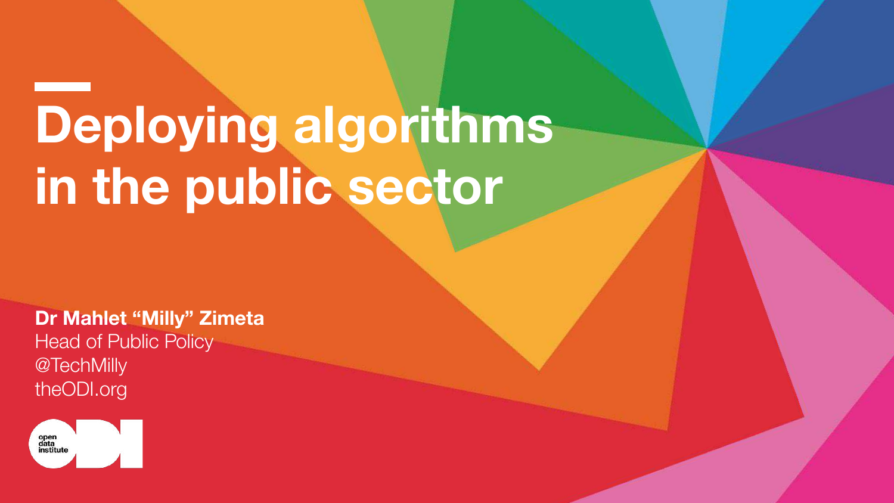# Deploying algorithms in the public sector

**Dr Mahlet "Milly" Zimeta**
Head of Public Policy
@TechMilly
theODI.org

open data institute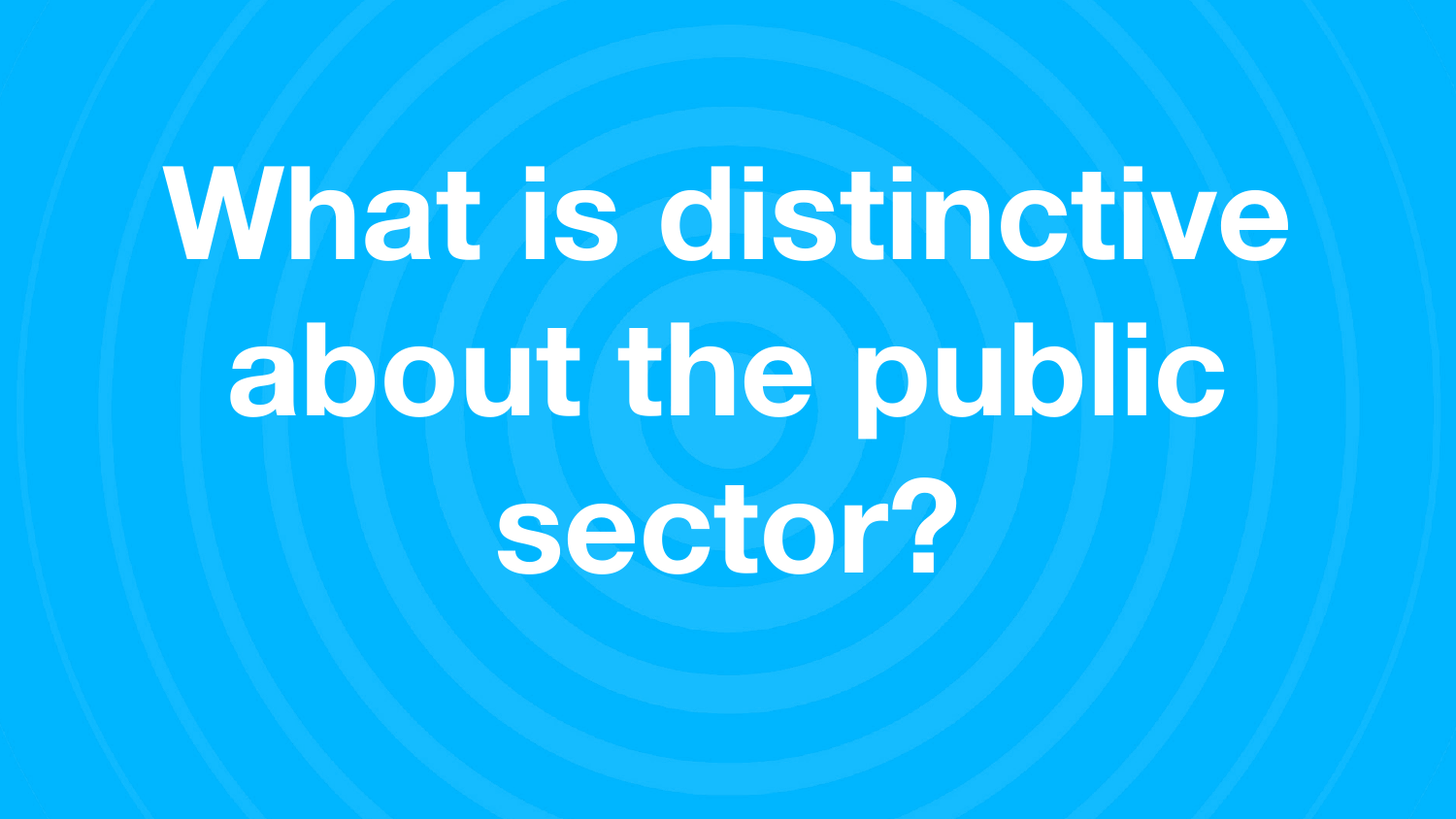# What is distinctive about the public sector?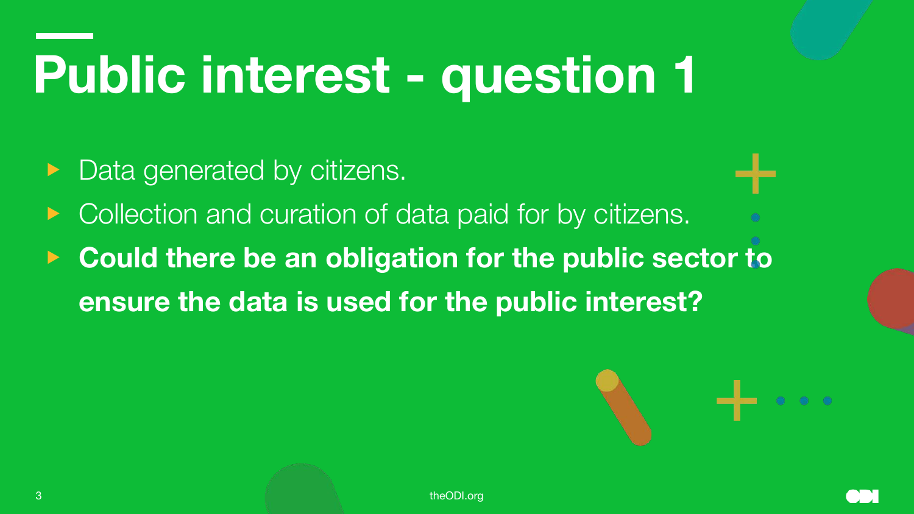# Public interest - question 1

- Data generated by citizens.
- Collection and curation of data paid for by citizens.
- **Could there be an obligation for the public sector to ensure the data is used for the public interest?**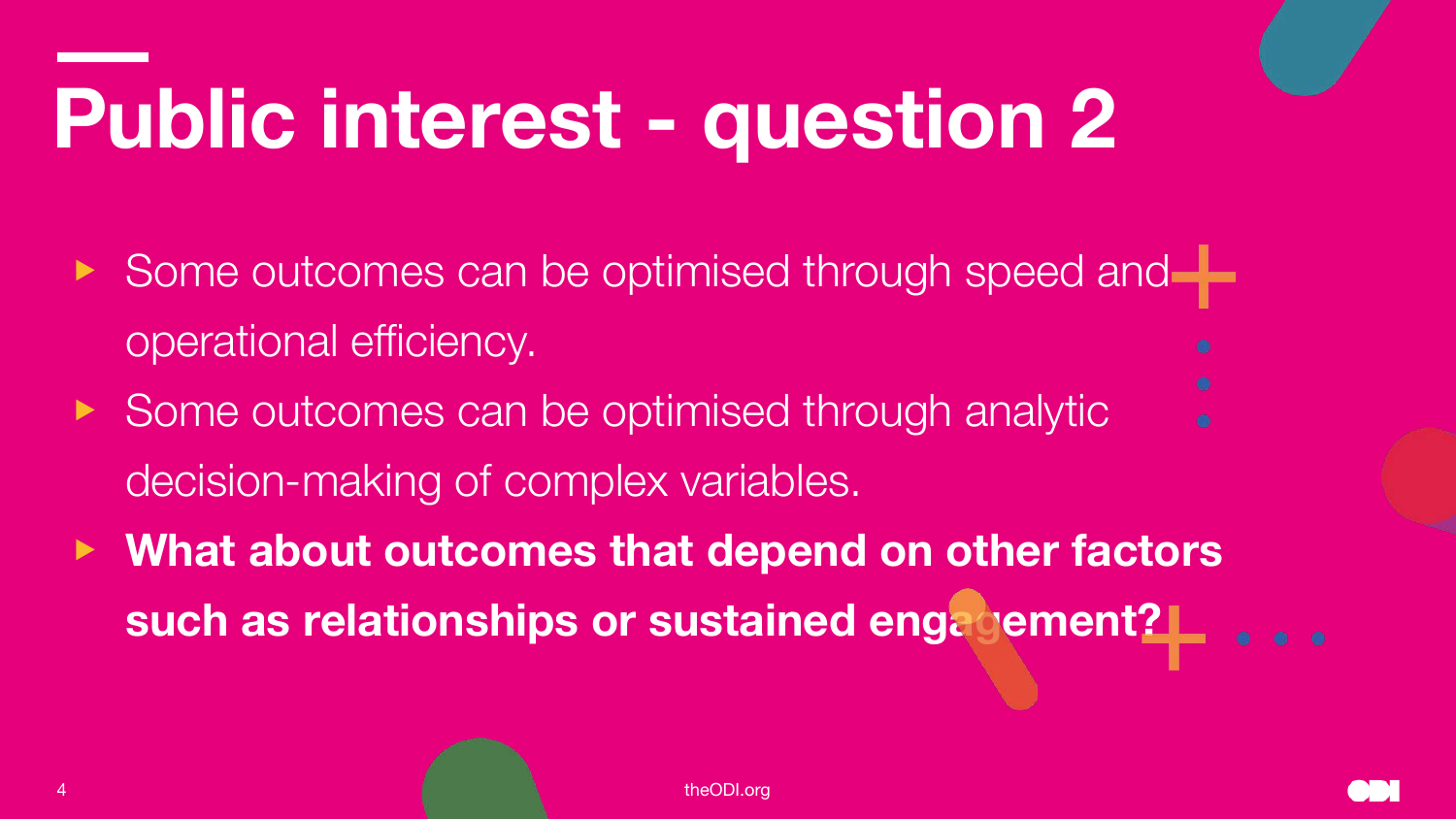# Public interest - question 2

- Some outcomes can be optimised through speed and operational efficiency.
- Some outcomes can be optimised through analytic decision-making of complex variables.
- **What about outcomes that depend on other factors such as relationships or sustained engagement?**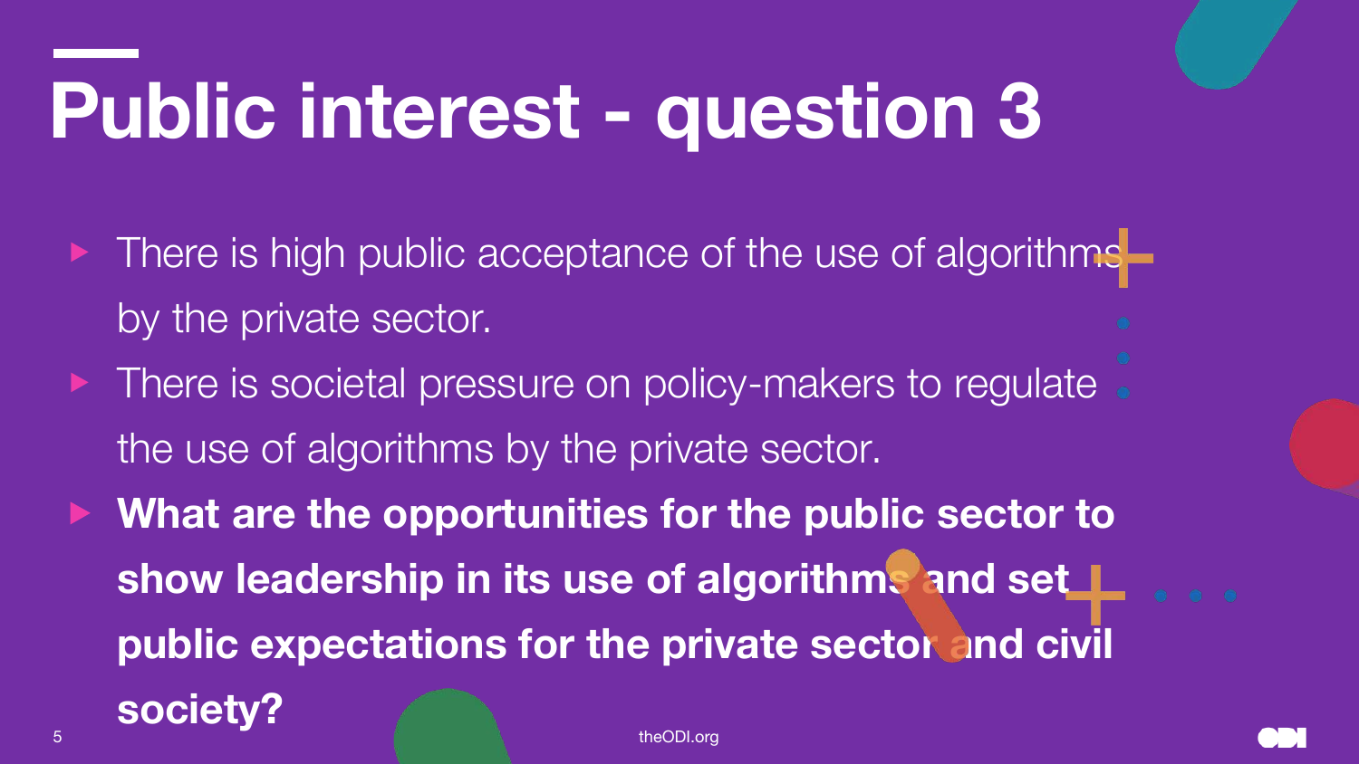# Public interest - question 3

- There is high public acceptance of the use of algorithms by the private sector.
- There is societal pressure on policy-makers to regulate the use of algorithms by the private sector.
- **What are the opportunities for the public sector to show leadership in its use of algorithms and set public expectations for the private sector and civil society?**

theODI.org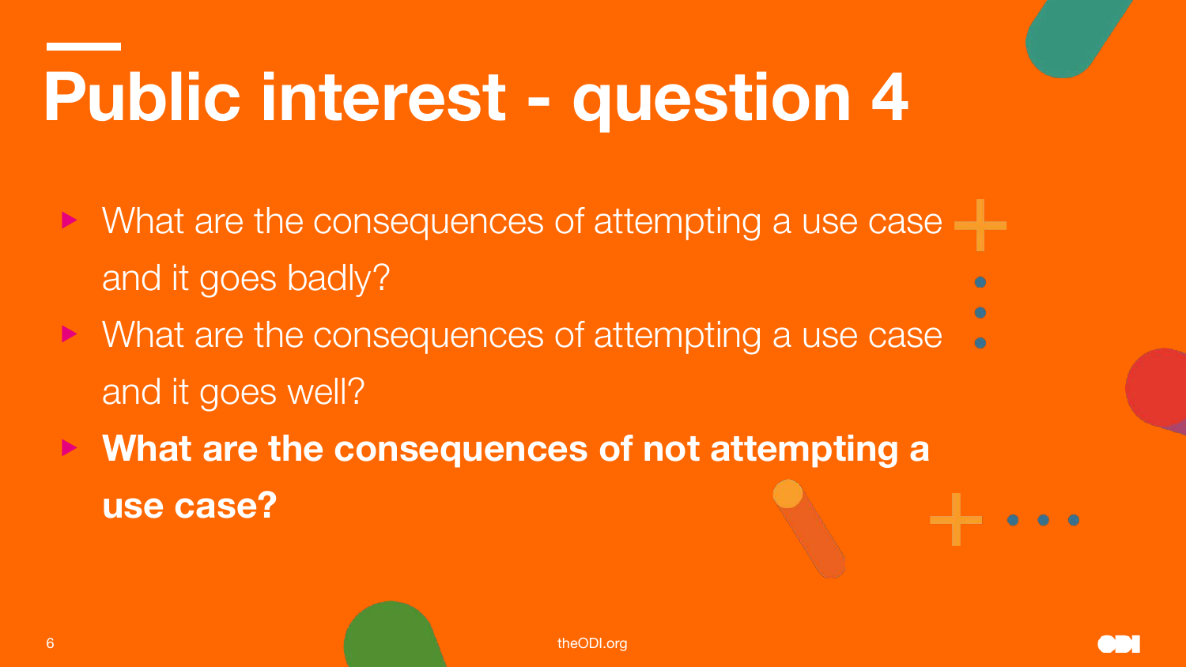# Public interest - question 4

- What are the consequences of attempting a use case and it goes badly?
- What are the consequences of attempting a use case and it goes well?
- **What are the consequences of not attempting a use case?**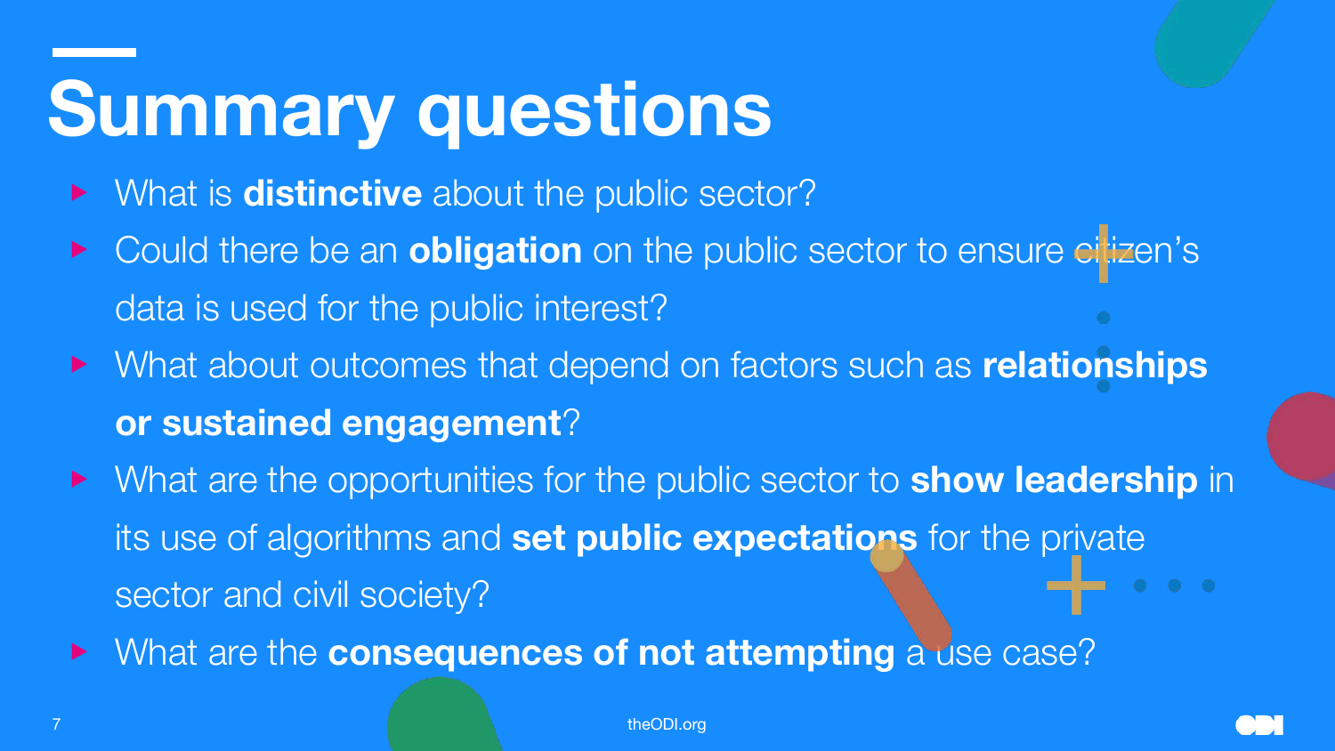# Summary questions

- What is **distinctive** about the public sector?
- Could there be an **obligation** on the public sector to ensure citizen's data is used for the public interest?
- What about outcomes that depend on factors such as **relationships or sustained engagement**?
- What are the opportunities for the public sector to **show leadership** in its use of algorithms and **set public expectations** for the private sector and civil society?
- What are the **consequences of not attempting** a use case?